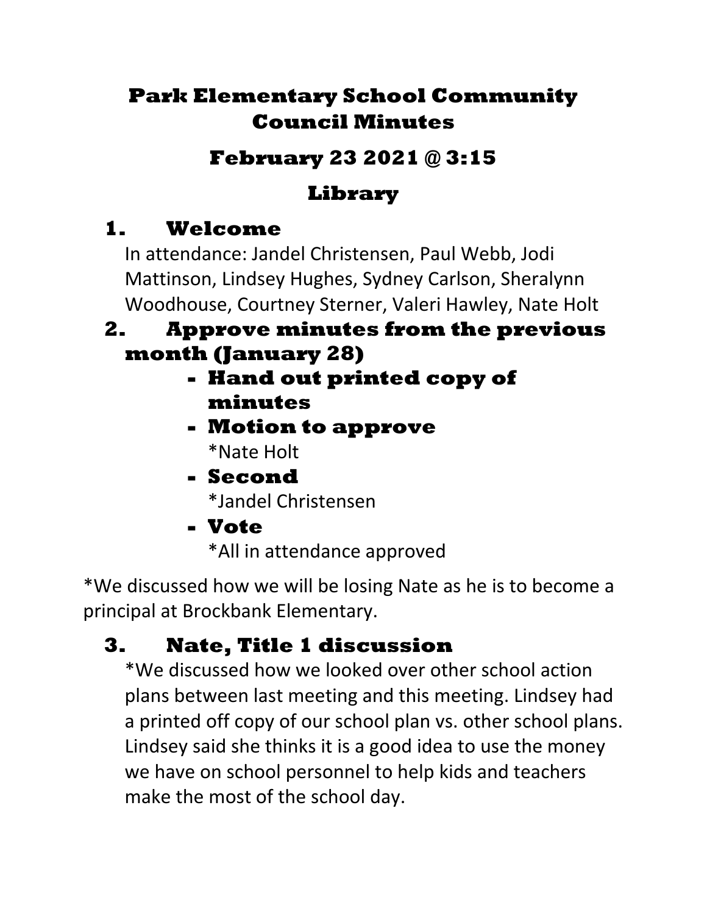# Park Elementary School Community Council Minutes

## February 23 2021 @ 3:15

## Library

1. **Welcome**

   In attendance: Jandel Christensen, Paul Webb, Jodi Mattinson, Lindsey Hughes, Sydney Carlson, Sheralynn Woodhouse, Courtney Sterner, Valeri Hawley, Nate Holt

2. **Approve minutes from the previous month (January 28)**
   - **Hand out printed copy of minutes**
   - **Motion to approve**

     *Nate Holt
   - **Second**

     *Jandel Christensen
   - **Vote**

     *All in attendance approved

*We discussed how we will be losing Nate as he is to become a principal at Brockbank Elementary.

3. **Nate, Title 1 discussion**

   *We discussed how we looked over other school action plans between last meeting and this meeting. Lindsey had a printed off copy of our school plan vs. other school plans. Lindsey said she thinks it is a good idea to use the money we have on school personnel to help kids and teachers make the most of the school day.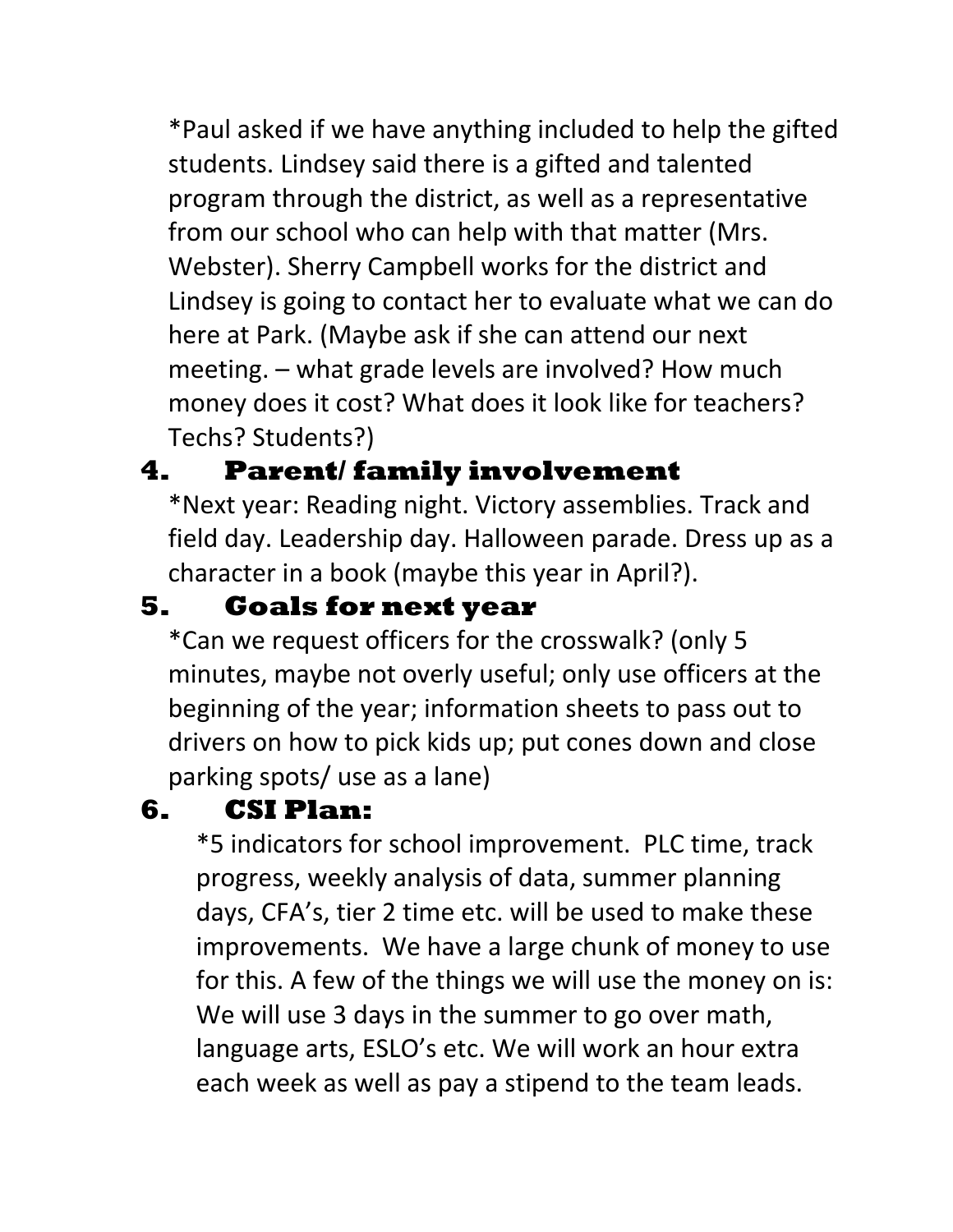*Paul asked if we have anything included to help the gifted students. Lindsey said there is a gifted and talented program through the district, as well as a representative from our school who can help with that matter (Mrs. Webster). Sherry Campbell works for the district and Lindsey is going to contact her to evaluate what we can do here at Park. (Maybe ask if she can attend our next meeting. – what grade levels are involved? How much money does it cost? What does it look like for teachers? Techs? Students?)

## 4. Parent/ family involvement

*Next year: Reading night. Victory assemblies. Track and field day. Leadership day. Halloween parade. Dress up as a character in a book (maybe this year in April?).

## 5. Goals for next year

*Can we request officers for the crosswalk? (only 5 minutes, maybe not overly useful; only use officers at the beginning of the year; information sheets to pass out to drivers on how to pick kids up; put cones down and close parking spots/ use as a lane)

## 6. CSI Plan:

*5 indicators for school improvement. PLC time, track progress, weekly analysis of data, summer planning days, CFA's, tier 2 time etc. will be used to make these improvements. We have a large chunk of money to use for this. A few of the things we will use the money on is: We will use 3 days in the summer to go over math, language arts, ESLO's etc. We will work an hour extra each week as well as pay a stipend to the team leads.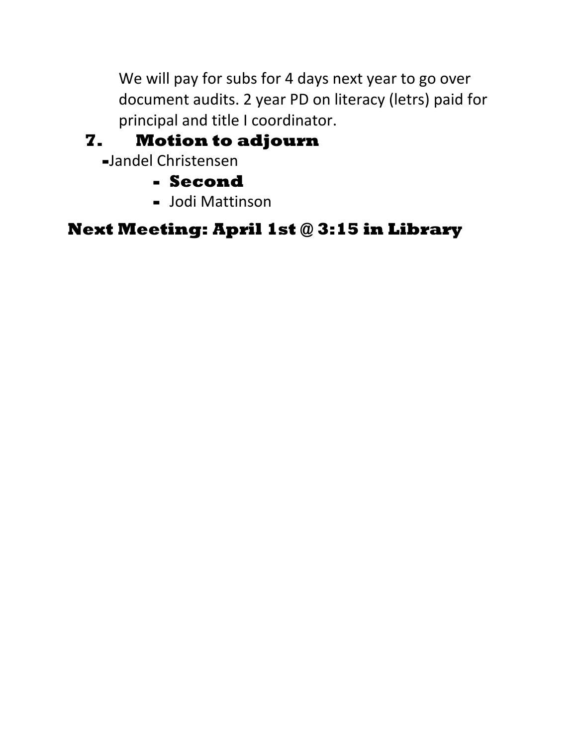We will pay for subs for 4 days next year to go over document audits. 2 year PD on literacy (letrs) paid for principal and title I coordinator.

### 7. Motion to adjourn

-Jandel Christensen

- **Second**
- Jodi Mattinson

## Next Meeting: April 1st @ 3:15 in Library